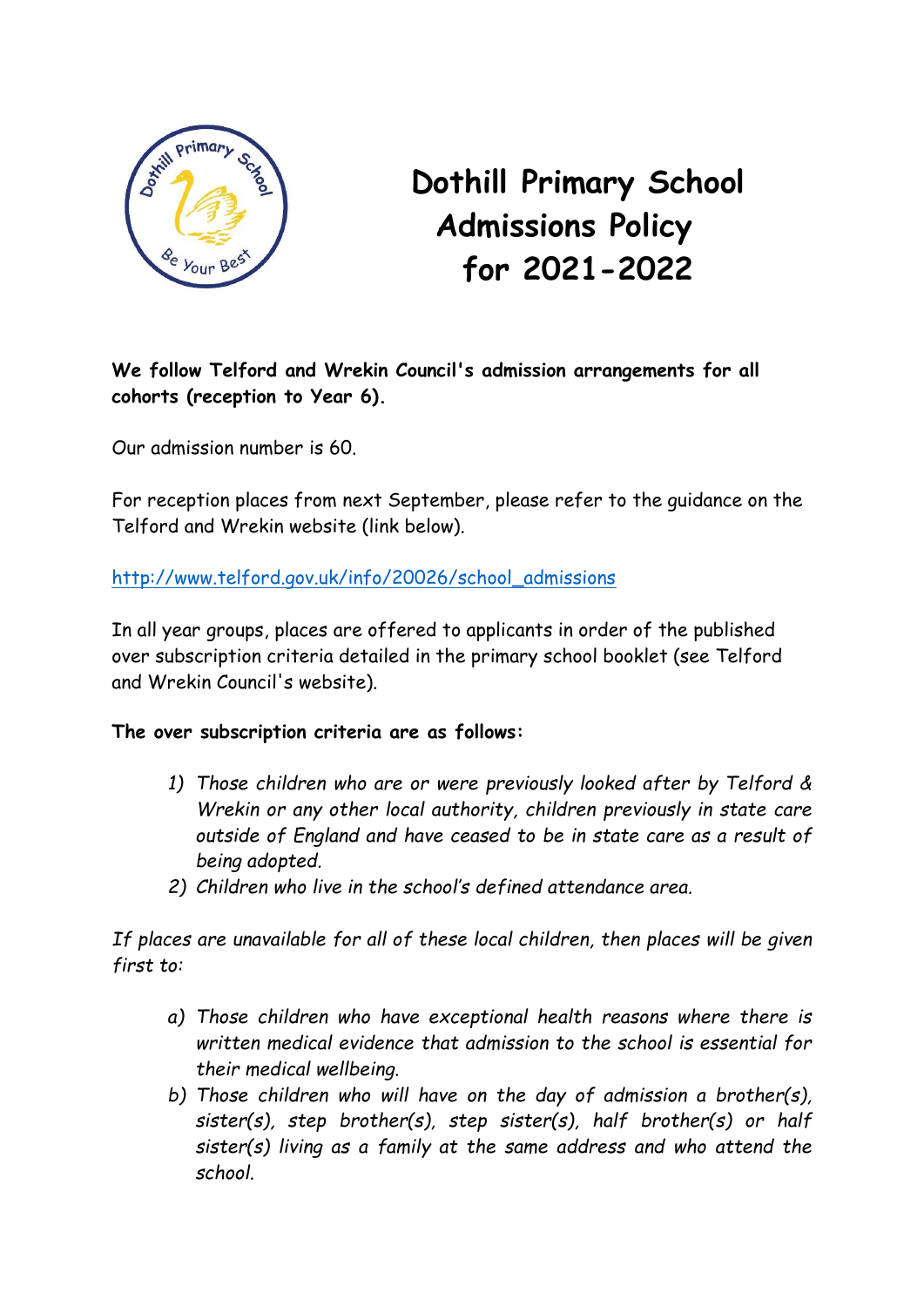# Dothill Primary School Admissions Policy for 2021-2022

**We follow Telford and Wrekin Council's admission arrangements for all cohorts (reception to Year 6).**

Our admission number is 60.

For reception places from next September, please refer to the guidance on the Telford and Wrekin website (link below).

http://www.telford.gov.uk/info/20026/school_admissions

In all year groups, places are offered to applicants in order of the published over subscription criteria detailed in the primary school booklet (see Telford and Wrekin Council's website).

**The over subscription criteria are as follows:**

1) *Those children who are or were previously looked after by Telford & Wrekin or any other local authority, children previously in state care outside of England and have ceased to be in state care as a result of being adopted.*
2) *Children who live in the school's defined attendance area.*

*If places are unavailable for all of these local children, then places will be given first to:*

a) *Those children who have exceptional health reasons where there is written medical evidence that admission to the school is essential for their medical wellbeing.*
b) *Those children who will have on the day of admission a brother(s), sister(s), step brother(s), step sister(s), half brother(s) or half sister(s) living as a family at the same address and who attend the school.*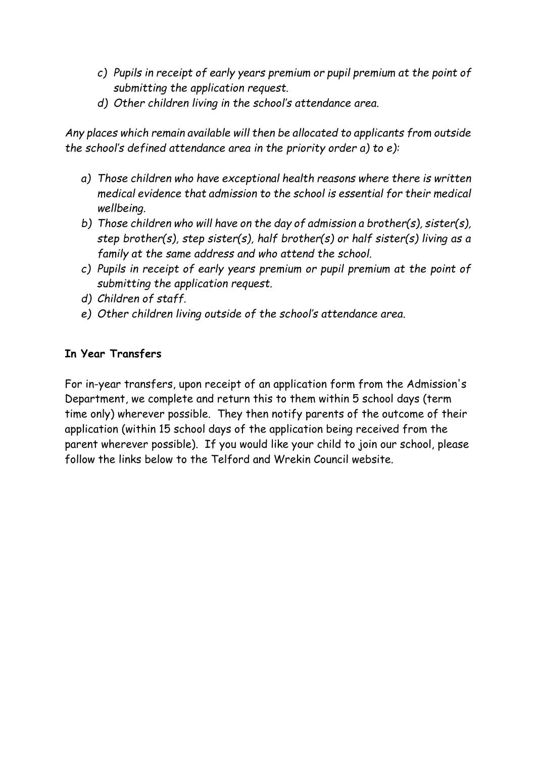c) *Pupils in receipt of early years premium or pupil premium at the point of submitting the application request.*
d) *Other children living in the school's attendance area.*

*Any places which remain available will then be allocated to applicants from outside the school's defined attendance area in the priority order a) to e):*

a) *Those children who have exceptional health reasons where there is written medical evidence that admission to the school is essential for their medical wellbeing.*
b) *Those children who will have on the day of admission a brother(s), sister(s), step brother(s), step sister(s), half brother(s) or half sister(s) living as a family at the same address and who attend the school.*
c) *Pupils in receipt of early years premium or pupil premium at the point of submitting the application request.*
d) *Children of staff.*
e) *Other children living outside of the school's attendance area.*

**In Year Transfers**

For in-year transfers, upon receipt of an application form from the Admission's Department, we complete and return this to them within 5 school days (term time only) wherever possible. They then notify parents of the outcome of their application (within 15 school days of the application being received from the parent wherever possible). If you would like your child to join our school, please follow the links below to the Telford and Wrekin Council website.